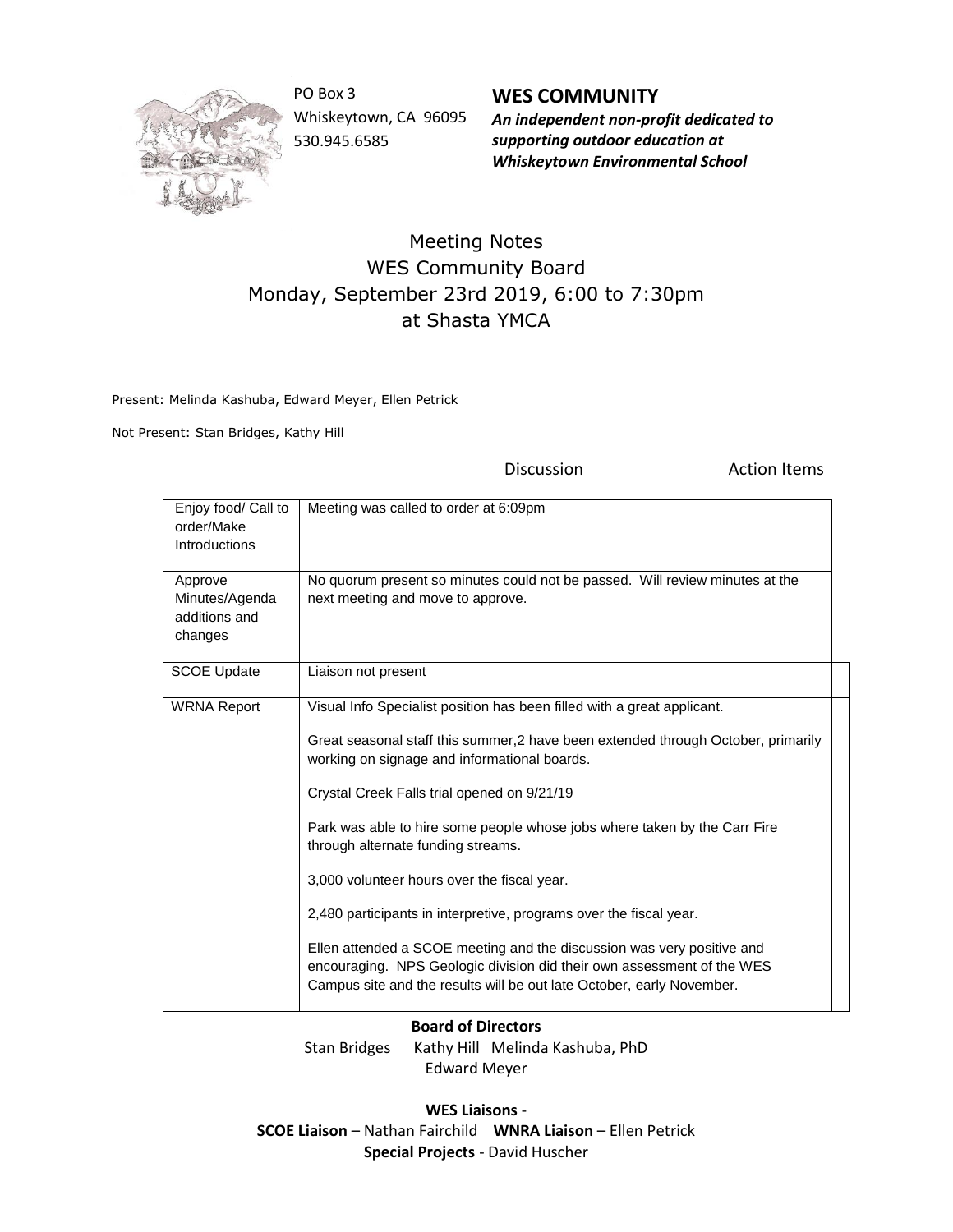PO Box 3
Whiskeytown, CA 96095
530.945.6585

**WES COMMUNITY**
***An independent non-profit dedicated to supporting outdoor education at Whiskeytown Environmental School***

# Meeting Notes
## WES Community Board
## Monday, September 23rd 2019, 6:00 to 7:30pm
## at Shasta YMCA

Present: Melinda Kashuba, Edward Meyer, Ellen Petrick

Not Present: Stan Bridges, Kathy Hill

| | Discussion | Action Items |
|---|---|---|
| Enjoy food/ Call to order/Make Introductions | Meeting was called to order at 6:09pm | |
| Approve Minutes/Agenda additions and changes | No quorum present so minutes could not be passed. Will review minutes at the next meeting and move to approve. | |
| SCOE Update | Liaison not present | |
| WRNA Report | Visual Info Specialist position has been filled with a great applicant.<br><br>Great seasonal staff this summer,2 have been extended through October, primarily working on signage and informational boards.<br><br>Crystal Creek Falls trial opened on 9/21/19<br><br>Park was able to hire some people whose jobs where taken by the Carr Fire through alternate funding streams.<br><br>3,000 volunteer hours over the fiscal year.<br><br>2,480 participants in interpretive, programs over the fiscal year.<br><br>Ellen attended a SCOE meeting and the discussion was very positive and encouraging. NPS Geologic division did their own assessment of the WES Campus site and the results will be out late October, early November. | |

**Board of Directors**
Stan Bridges Kathy Hill Melinda Kashuba, PhD
Edward Meyer

**WES Liaisons** -
**SCOE Liaison** – Nathan Fairchild **WNRA Liaison** – Ellen Petrick
**Special Projects** - David Huscher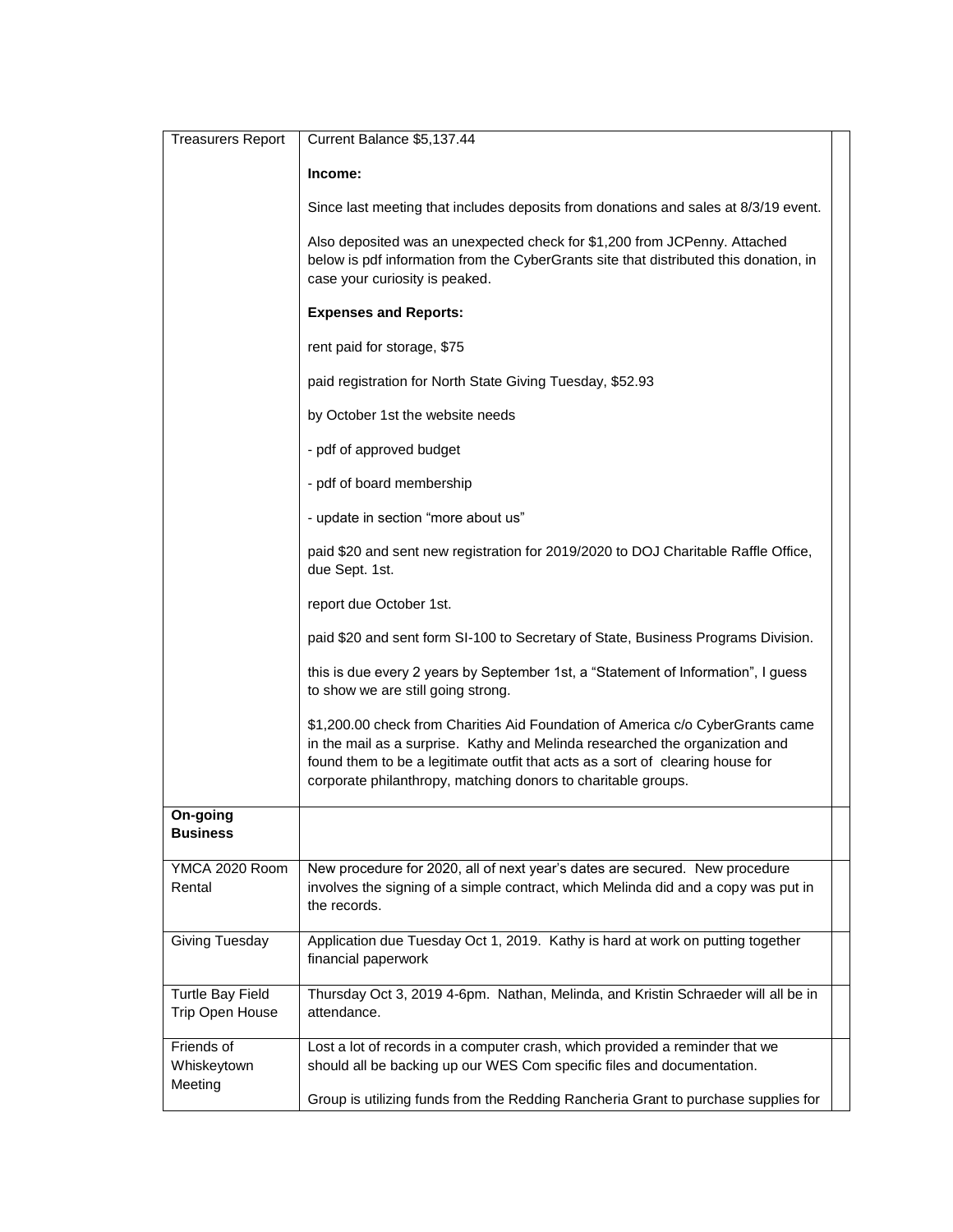| Treasurers Report | Current Balance $5,137.44<br><br>**Income:**<br><br>Since last meeting that includes deposits from donations and sales at 8/3/19 event.<br><br>Also deposited was an unexpected check for $1,200 from JCPenny. Attached below is pdf information from the CyberGrants site that distributed this donation, in case your curiosity is peaked.<br><br>**Expenses and Reports:**<br><br>rent paid for storage, $75<br><br>paid registration for North State Giving Tuesday, $52.93<br><br>by October 1st the website needs<br><br>- pdf of approved budget<br><br>- pdf of board membership<br><br>- update in section "more about us"<br><br>paid $20 and sent new registration for 2019/2020 to DOJ Charitable Raffle Office, due Sept. 1st.<br><br>report due October 1st.<br><br>paid $20 and sent form SI-100 to Secretary of State, Business Programs Division.<br><br>this is due every 2 years by September 1st, a "Statement of Information", I guess to show we are still going strong.<br><br>$1,200.00 check from Charities Aid Foundation of America c/o CyberGrants came in the mail as a surprise. Kathy and Melinda researched the organization and found them to be a legitimate outfit that acts as a sort of clearing house for corporate philanthropy, matching donors to charitable groups. | |
|---|---|---|
| **On-going Business** | | |
| YMCA 2020 Room Rental | New procedure for 2020, all of next year's dates are secured. New procedure involves the signing of a simple contract, which Melinda did and a copy was put in the records. | |
| Giving Tuesday | Application due Tuesday Oct 1, 2019. Kathy is hard at work on putting together financial paperwork | |
| Turtle Bay Field Trip Open House | Thursday Oct 3, 2019 4-6pm. Nathan, Melinda, and Kristin Schraeder will all be in attendance. | |
| Friends of Whiskeytown Meeting | Lost a lot of records in a computer crash, which provided a reminder that we should all be backing up our WES Com specific files and documentation.<br><br>Group is utilizing funds from the Redding Rancheria Grant to purchase supplies for | |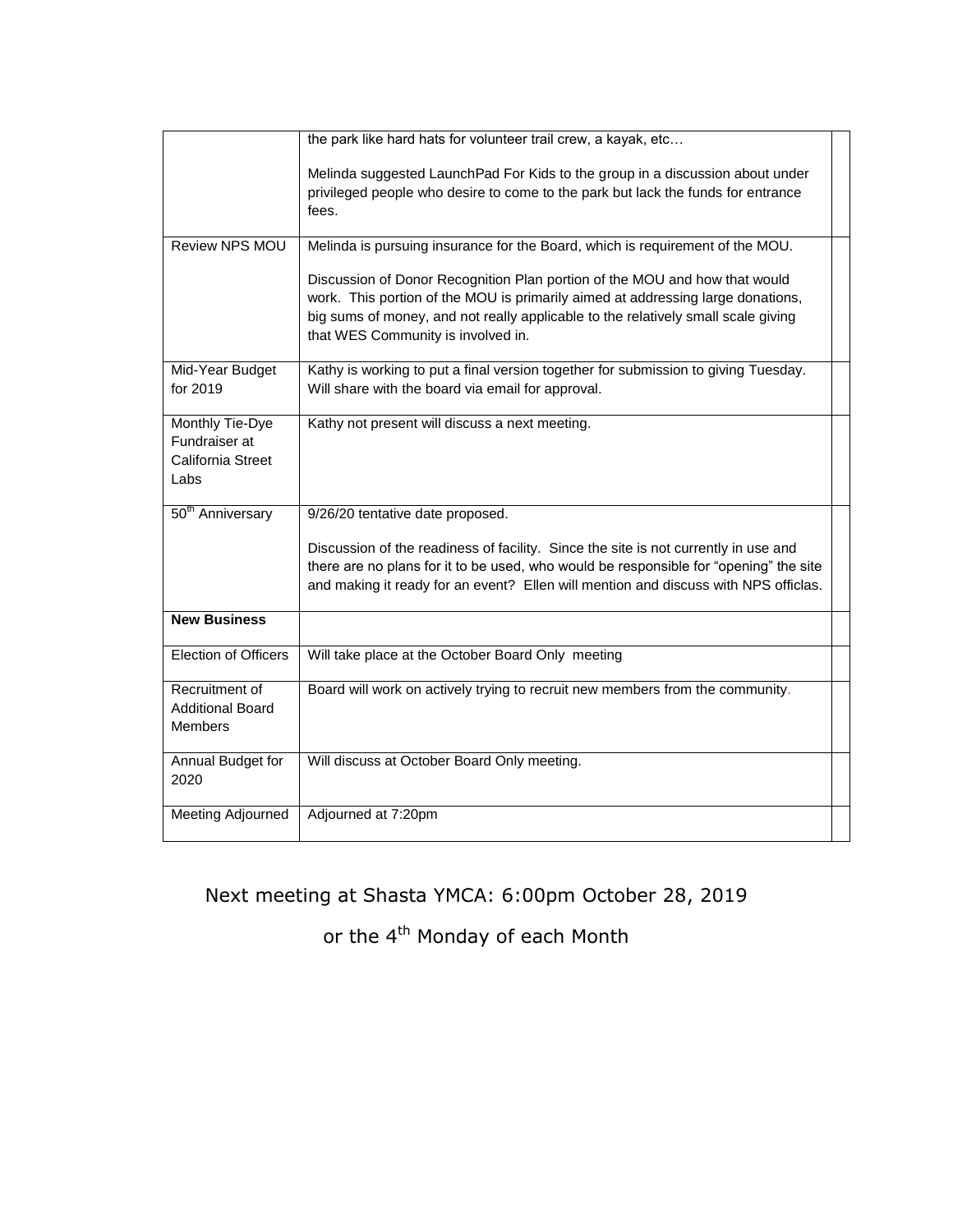| | | |
|---|---|---|
| | the park like hard hats for volunteer trail crew, a kayak, etc…<br><br>Melinda suggested LaunchPad For Kids to the group in a discussion about under privileged people who desire to come to the park but lack the funds for entrance fees. | |
| Review NPS MOU | Melinda is pursuing insurance for the Board, which is requirement of the MOU.<br><br>Discussion of Donor Recognition Plan portion of the MOU and how that would work. This portion of the MOU is primarily aimed at addressing large donations, big sums of money, and not really applicable to the relatively small scale giving that WES Community is involved in. | |
| Mid-Year Budget for 2019 | Kathy is working to put a final version together for submission to giving Tuesday. Will share with the board via email for approval. | |
| Monthly Tie-Dye Fundraiser at California Street Labs | Kathy not present will discuss a next meeting. | |
| 50th Anniversary | 9/26/20 tentative date proposed.<br><br>Discussion of the readiness of facility. Since the site is not currently in use and there are no plans for it to be used, who would be responsible for "opening" the site and making it ready for an event? Ellen will mention and discuss with NPS officlas. | |
| **New Business** | | |
| Election of Officers | Will take place at the October Board Only meeting | |
| Recruitment of Additional Board Members | Board will work on actively trying to recruit new members from the community. | |
| Annual Budget for 2020 | Will discuss at October Board Only meeting. | |
| Meeting Adjourned | Adjourned at 7:20pm | |

Next meeting at Shasta YMCA: 6:00pm October 28, 2019

or the 4th Monday of each Month